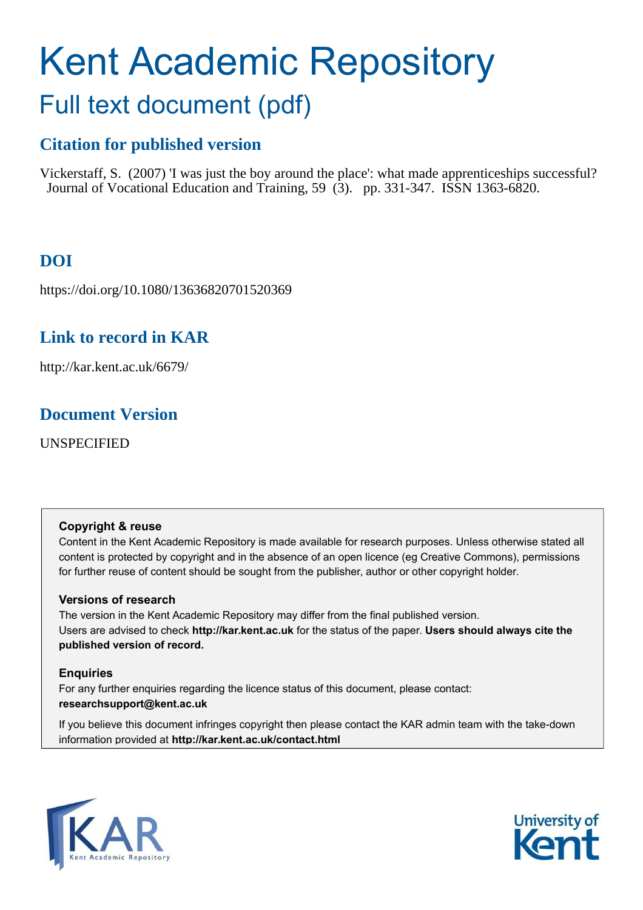# Kent Academic Repository

## Full text document (pdf)

### Citation for published version

Vickerstaff, S. (2007) 'I was just the boy around the place': what made apprenticeships successful? Journal of Vocational Education and Training, 59 (3). pp. 331-347. ISSN 1363-6820.

### DOI

https://doi.org/10.1080/13636820701520369

### Link to record in KAR

http://kar.kent.ac.uk/6679/

### Document Version

UNSPECIFIED

**Copyright & reuse**

Content in the Kent Academic Repository is made available for research purposes. Unless otherwise stated all content is protected by copyright and in the absence of an open licence (eg Creative Commons), permissions for further reuse of content should be sought from the publisher, author or other copyright holder.

**Versions of research**

The version in the Kent Academic Repository may differ from the final published version. Users are advised to check **http://kar.kent.ac.uk** for the status of the paper. **Users should always cite the published version of record.**

**Enquiries**

For any further enquiries regarding the licence status of this document, please contact: **researchsupport@kent.ac.uk**

If you believe this document infringes copyright then please contact the KAR admin team with the take-down information provided at **http://kar.kent.ac.uk/contact.html**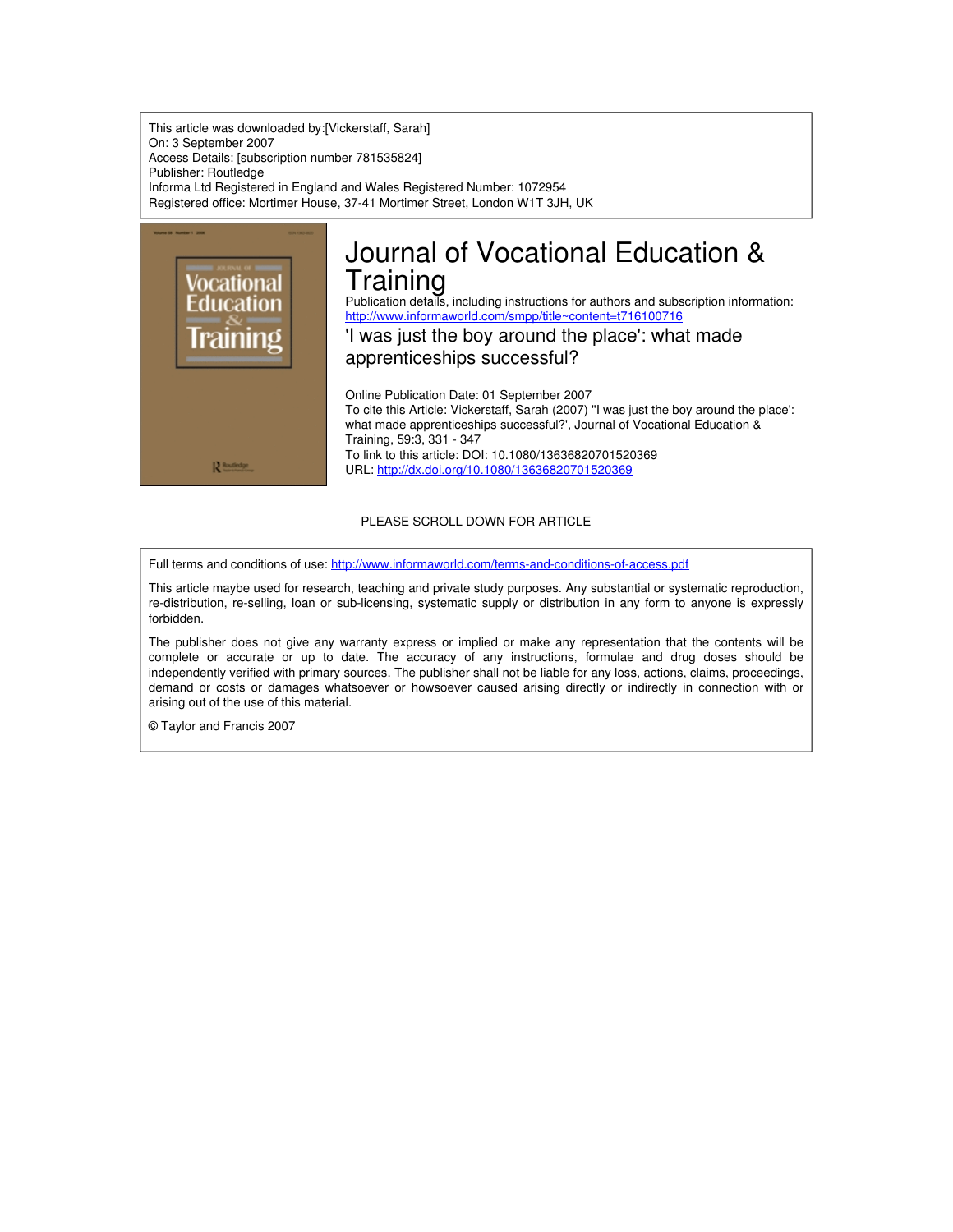This article was downloaded by:[Vickerstaff, Sarah]
On: 3 September 2007
Access Details: [subscription number 781535824]
Publisher: Routledge
Informa Ltd Registered in England and Wales Registered Number: 1072954
Registered office: Mortimer House, 37-41 Mortimer Street, London W1T 3JH, UK

# Journal of Vocational Education & Training

Publication details, including instructions for authors and subscription information:
http://www.informaworld.com/smpp/title~content=t716100716

## 'I was just the boy around the place': what made apprenticeships successful?

Online Publication Date: 01 September 2007
To cite this Article: Vickerstaff, Sarah (2007) ''I was just the boy around the place': what made apprenticeships successful?', Journal of Vocational Education & Training, 59:3, 331 - 347
To link to this article: DOI: 10.1080/13636820701520369
URL: http://dx.doi.org/10.1080/13636820701520369

PLEASE SCROLL DOWN FOR ARTICLE

Full terms and conditions of use: http://www.informaworld.com/terms-and-conditions-of-access.pdf

This article maybe used for research, teaching and private study purposes. Any substantial or systematic reproduction, re-distribution, re-selling, loan or sub-licensing, systematic supply or distribution in any form to anyone is expressly forbidden.

The publisher does not give any warranty express or implied or make any representation that the contents will be complete or accurate or up to date. The accuracy of any instructions, formulae and drug doses should be independently verified with primary sources. The publisher shall not be liable for any loss, actions, claims, proceedings, demand or costs or damages whatsoever or howsoever caused arising directly or indirectly in connection with or arising out of the use of this material.

© Taylor and Francis 2007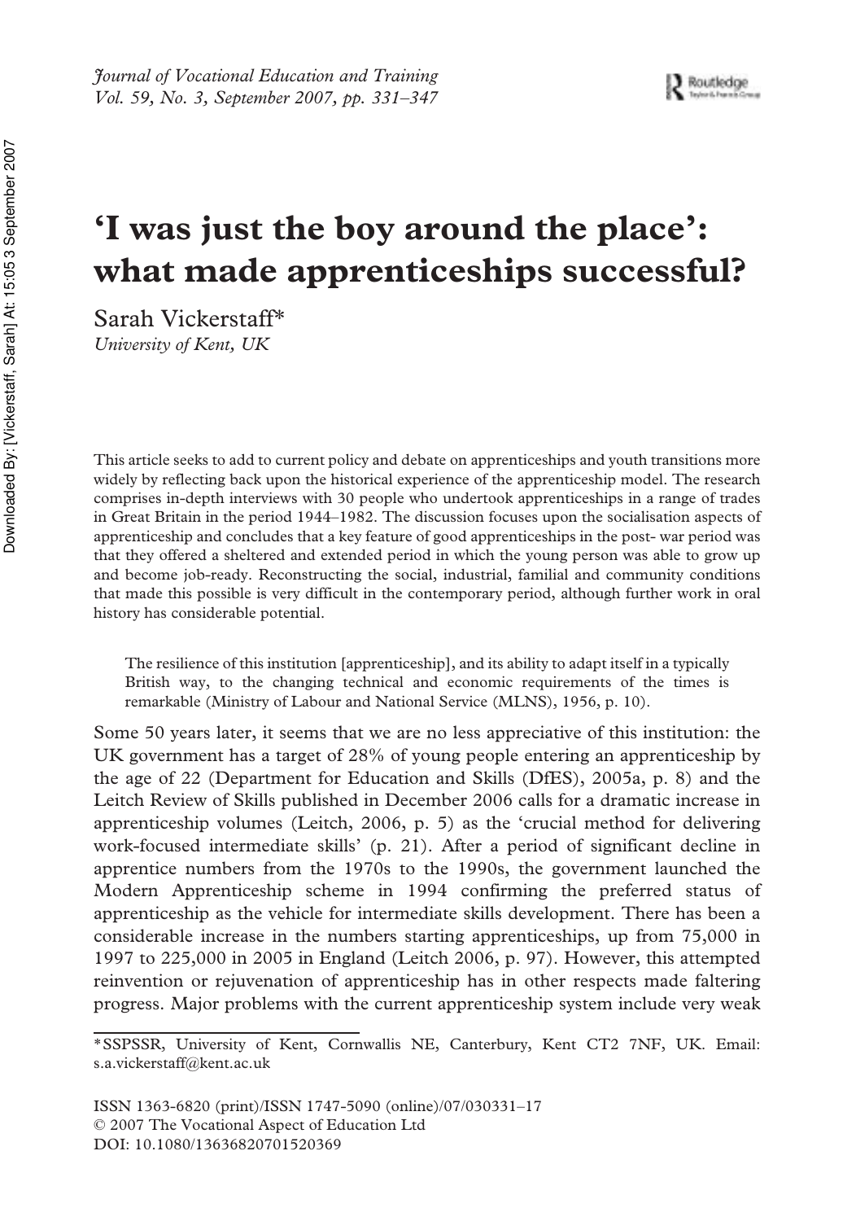# 'I was just the boy around the place': what made apprenticeships successful?

Sarah Vickerstaff*

*University of Kent, UK*

This article seeks to add to current policy and debate on apprenticeships and youth transitions more widely by reflecting back upon the historical experience of the apprenticeship model. The research comprises in-depth interviews with 30 people who undertook apprenticeships in a range of trades in Great Britain in the period 1944–1982. The discussion focuses upon the socialisation aspects of apprenticeship and concludes that a key feature of good apprenticeships in the post- war period was that they offered a sheltered and extended period in which the young person was able to grow up and become job-ready. Reconstructing the social, industrial, familial and community conditions that made this possible is very difficult in the contemporary period, although further work in oral history has considerable potential.

> The resilience of this institution [apprenticeship], and its ability to adapt itself in a typically British way, to the changing technical and economic requirements of the times is remarkable (Ministry of Labour and National Service (MLNS), 1956, p. 10).

Some 50 years later, it seems that we are no less appreciative of this institution: the UK government has a target of 28% of young people entering an apprenticeship by the age of 22 (Department for Education and Skills (DfES), 2005a, p. 8) and the Leitch Review of Skills published in December 2006 calls for a dramatic increase in apprenticeship volumes (Leitch, 2006, p. 5) as the 'crucial method for delivering work-focused intermediate skills' (p. 21). After a period of significant decline in apprentice numbers from the 1970s to the 1990s, the government launched the Modern Apprenticeship scheme in 1994 confirming the preferred status of apprenticeship as the vehicle for intermediate skills development. There has been a considerable increase in the numbers starting apprenticeships, up from 75,000 in 1997 to 225,000 in 2005 in England (Leitch 2006, p. 97). However, this attempted reinvention or rejuvenation of apprenticeship has in other respects made faltering progress. Major problems with the current apprenticeship system include very weak

*SSPSSR, University of Kent, Cornwallis NE, Canterbury, Kent CT2 7NF, UK. Email: s.a.vickerstaff@kent.ac.uk

ISSN 1363-6820 (print)/ISSN 1747-5090 (online)/07/030331–17
© 2007 The Vocational Aspect of Education Ltd
DOI: 10.1080/13636820701520369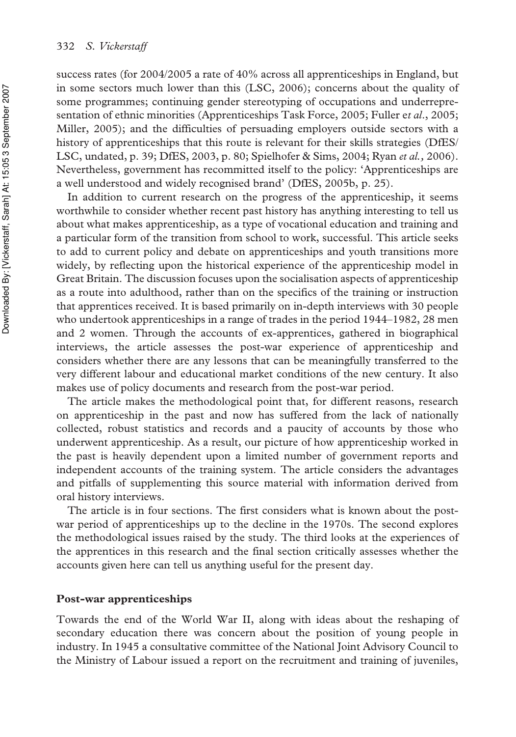success rates (for 2004/2005 a rate of 40% across all apprenticeships in England, but in some sectors much lower than this (LSC, 2006); concerns about the quality of some programmes; continuing gender stereotyping of occupations and underrepresentation of ethnic minorities (Apprenticeships Task Force, 2005; Fuller e*t al*., 2005; Miller, 2005); and the difficulties of persuading employers outside sectors with a history of apprenticeships that this route is relevant for their skills strategies (DfES/LSC, undated, p. 39; DfES, 2003, p. 80; Spielhofer & Sims, 2004; Ryan *et al.,* 2006). Nevertheless, government has recommitted itself to the policy: 'Apprenticeships are a well understood and widely recognised brand' (DfES, 2005b, p. 25).

In addition to current research on the progress of the apprenticeship, it seems worthwhile to consider whether recent past history has anything interesting to tell us about what makes apprenticeship, as a type of vocational education and training and a particular form of the transition from school to work, successful. This article seeks to add to current policy and debate on apprenticeships and youth transitions more widely, by reflecting upon the historical experience of the apprenticeship model in Great Britain. The discussion focuses upon the socialisation aspects of apprenticeship as a route into adulthood, rather than on the specifics of the training or instruction that apprentices received. It is based primarily on in-depth interviews with 30 people who undertook apprenticeships in a range of trades in the period 1944–1982, 28 men and 2 women. Through the accounts of ex-apprentices, gathered in biographical interviews, the article assesses the post-war experience of apprenticeship and considers whether there are any lessons that can be meaningfully transferred to the very different labour and educational market conditions of the new century. It also makes use of policy documents and research from the post-war period.

The article makes the methodological point that, for different reasons, research on apprenticeship in the past and now has suffered from the lack of nationally collected, robust statistics and records and a paucity of accounts by those who underwent apprenticeship. As a result, our picture of how apprenticeship worked in the past is heavily dependent upon a limited number of government reports and independent accounts of the training system. The article considers the advantages and pitfalls of supplementing this source material with information derived from oral history interviews.

The article is in four sections. The first considers what is known about the post-war period of apprenticeships up to the decline in the 1970s. The second explores the methodological issues raised by the study. The third looks at the experiences of the apprentices in this research and the final section critically assesses whether the accounts given here can tell us anything useful for the present day.

### Post-war apprenticeships

Towards the end of the World War II, along with ideas about the reshaping of secondary education there was concern about the position of young people in industry. In 1945 a consultative committee of the National Joint Advisory Council to the Ministry of Labour issued a report on the recruitment and training of juveniles,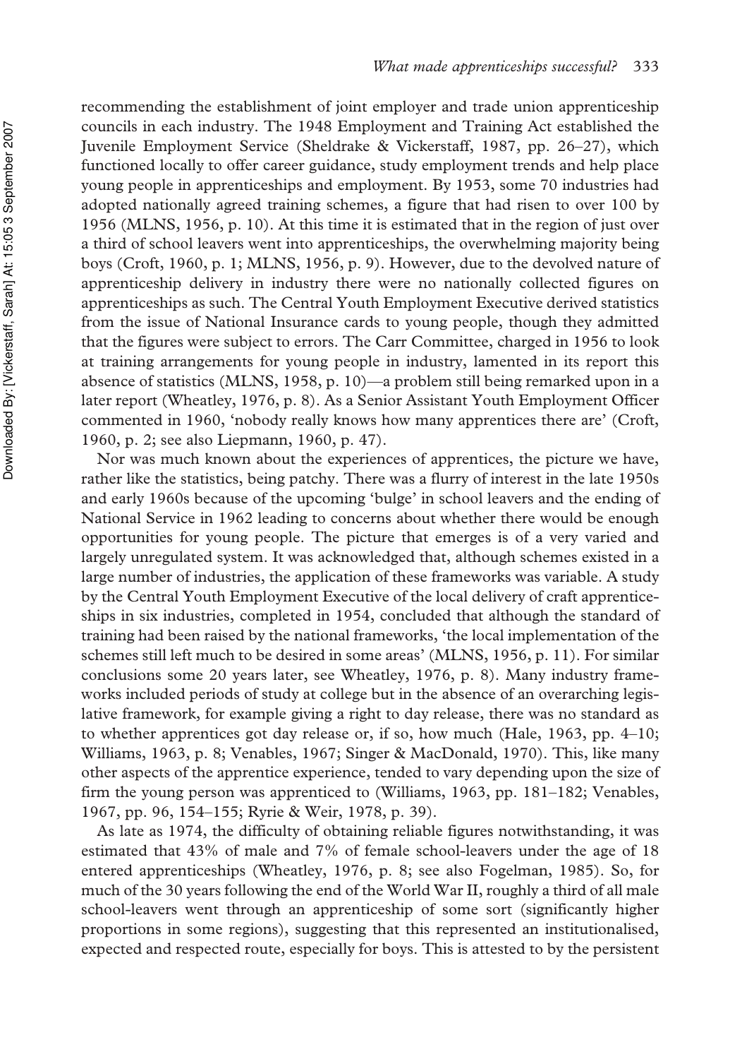recommending the establishment of joint employer and trade union apprenticeship councils in each industry. The 1948 Employment and Training Act established the Juvenile Employment Service (Sheldrake & Vickerstaff, 1987, pp. 26–27), which functioned locally to offer career guidance, study employment trends and help place young people in apprenticeships and employment. By 1953, some 70 industries had adopted nationally agreed training schemes, a figure that had risen to over 100 by 1956 (MLNS, 1956, p. 10). At this time it is estimated that in the region of just over a third of school leavers went into apprenticeships, the overwhelming majority being boys (Croft, 1960, p. 1; MLNS, 1956, p. 9). However, due to the devolved nature of apprenticeship delivery in industry there were no nationally collected figures on apprenticeships as such. The Central Youth Employment Executive derived statistics from the issue of National Insurance cards to young people, though they admitted that the figures were subject to errors. The Carr Committee, charged in 1956 to look at training arrangements for young people in industry, lamented in its report this absence of statistics (MLNS, 1958, p. 10)—a problem still being remarked upon in a later report (Wheatley, 1976, p. 8). As a Senior Assistant Youth Employment Officer commented in 1960, 'nobody really knows how many apprentices there are' (Croft, 1960, p. 2; see also Liepmann, 1960, p. 47).

Nor was much known about the experiences of apprentices, the picture we have, rather like the statistics, being patchy. There was a flurry of interest in the late 1950s and early 1960s because of the upcoming 'bulge' in school leavers and the ending of National Service in 1962 leading to concerns about whether there would be enough opportunities for young people. The picture that emerges is of a very varied and largely unregulated system. It was acknowledged that, although schemes existed in a large number of industries, the application of these frameworks was variable. A study by the Central Youth Employment Executive of the local delivery of craft apprenticeships in six industries, completed in 1954, concluded that although the standard of training had been raised by the national frameworks, 'the local implementation of the schemes still left much to be desired in some areas' (MLNS, 1956, p. 11). For similar conclusions some 20 years later, see Wheatley, 1976, p. 8). Many industry frameworks included periods of study at college but in the absence of an overarching legislative framework, for example giving a right to day release, there was no standard as to whether apprentices got day release or, if so, how much (Hale, 1963, pp. 4–10; Williams, 1963, p. 8; Venables, 1967; Singer & MacDonald, 1970). This, like many other aspects of the apprentice experience, tended to vary depending upon the size of firm the young person was apprenticed to (Williams, 1963, pp. 181–182; Venables, 1967, pp. 96, 154–155; Ryrie & Weir, 1978, p. 39).

As late as 1974, the difficulty of obtaining reliable figures notwithstanding, it was estimated that 43% of male and 7% of female school-leavers under the age of 18 entered apprenticeships (Wheatley, 1976, p. 8; see also Fogelman, 1985). So, for much of the 30 years following the end of the World War II, roughly a third of all male school-leavers went through an apprenticeship of some sort (significantly higher proportions in some regions), suggesting that this represented an institutionalised, expected and respected route, especially for boys. This is attested to by the persistent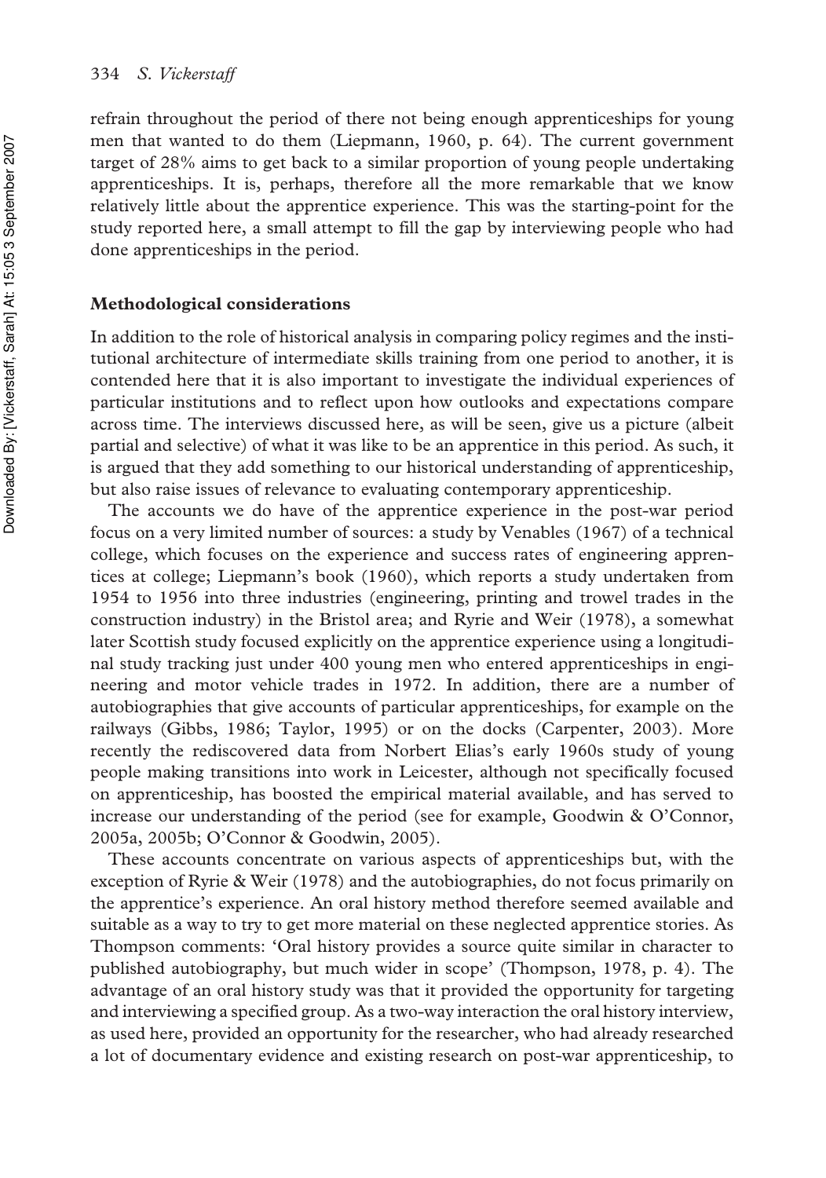refrain throughout the period of there not being enough apprenticeships for young men that wanted to do them (Liepmann, 1960, p. 64). The current government target of 28% aims to get back to a similar proportion of young people undertaking apprenticeships. It is, perhaps, therefore all the more remarkable that we know relatively little about the apprentice experience. This was the starting-point for the study reported here, a small attempt to fill the gap by interviewing people who had done apprenticeships in the period.

## Methodological considerations

In addition to the role of historical analysis in comparing policy regimes and the institutional architecture of intermediate skills training from one period to another, it is contended here that it is also important to investigate the individual experiences of particular institutions and to reflect upon how outlooks and expectations compare across time. The interviews discussed here, as will be seen, give us a picture (albeit partial and selective) of what it was like to be an apprentice in this period. As such, it is argued that they add something to our historical understanding of apprenticeship, but also raise issues of relevance to evaluating contemporary apprenticeship.

The accounts we do have of the apprentice experience in the post-war period focus on a very limited number of sources: a study by Venables (1967) of a technical college, which focuses on the experience and success rates of engineering apprentices at college; Liepmann's book (1960), which reports a study undertaken from 1954 to 1956 into three industries (engineering, printing and trowel trades in the construction industry) in the Bristol area; and Ryrie and Weir (1978), a somewhat later Scottish study focused explicitly on the apprentice experience using a longitudinal study tracking just under 400 young men who entered apprenticeships in engineering and motor vehicle trades in 1972. In addition, there are a number of autobiographies that give accounts of particular apprenticeships, for example on the railways (Gibbs, 1986; Taylor, 1995) or on the docks (Carpenter, 2003). More recently the rediscovered data from Norbert Elias's early 1960s study of young people making transitions into work in Leicester, although not specifically focused on apprenticeship, has boosted the empirical material available, and has served to increase our understanding of the period (see for example, Goodwin & O'Connor, 2005a, 2005b; O'Connor & Goodwin, 2005).

These accounts concentrate on various aspects of apprenticeships but, with the exception of Ryrie & Weir (1978) and the autobiographies, do not focus primarily on the apprentice's experience. An oral history method therefore seemed available and suitable as a way to try to get more material on these neglected apprentice stories. As Thompson comments: 'Oral history provides a source quite similar in character to published autobiography, but much wider in scope' (Thompson, 1978, p. 4). The advantage of an oral history study was that it provided the opportunity for targeting and interviewing a specified group. As a two-way interaction the oral history interview, as used here, provided an opportunity for the researcher, who had already researched a lot of documentary evidence and existing research on post-war apprenticeship, to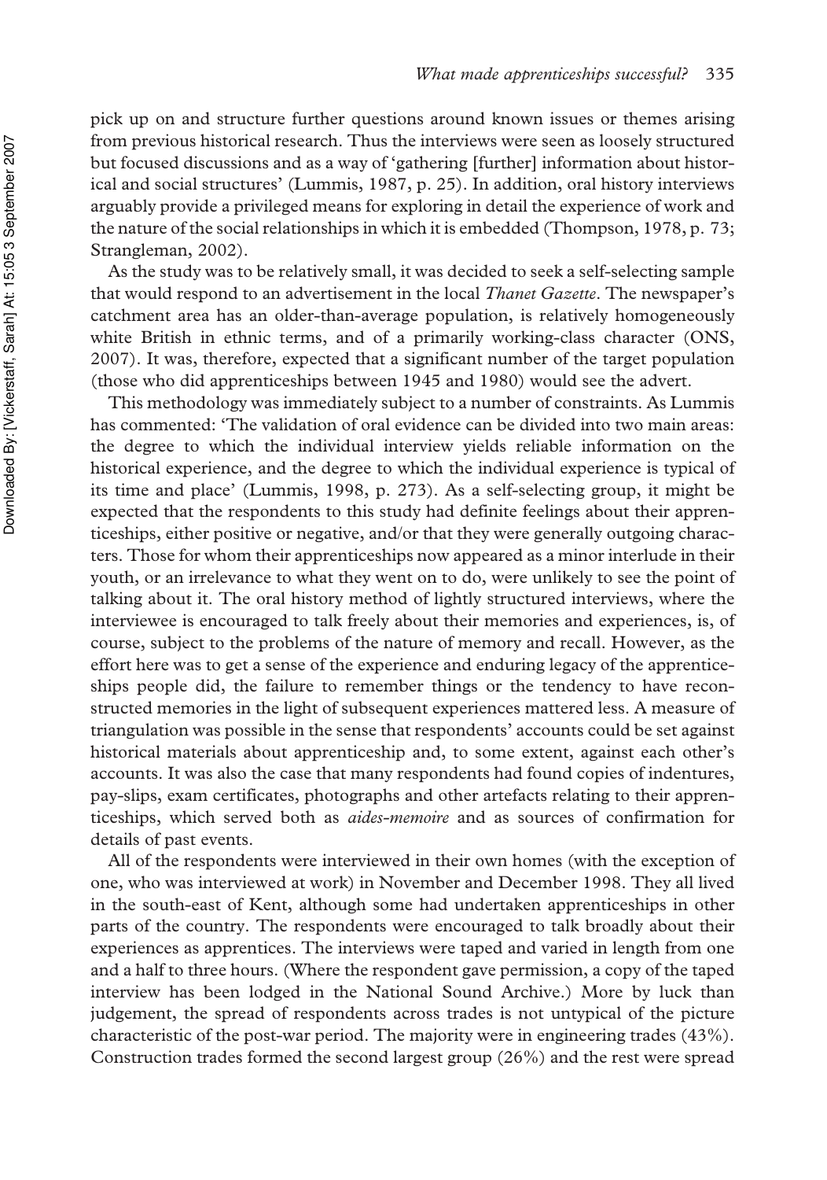pick up on and structure further questions around known issues or themes arising from previous historical research. Thus the interviews were seen as loosely structured but focused discussions and as a way of 'gathering [further] information about historical and social structures' (Lummis, 1987, p. 25). In addition, oral history interviews arguably provide a privileged means for exploring in detail the experience of work and the nature of the social relationships in which it is embedded (Thompson, 1978, p. 73; Strangleman, 2002).

As the study was to be relatively small, it was decided to seek a self-selecting sample that would respond to an advertisement in the local *Thanet Gazette*. The newspaper's catchment area has an older-than-average population, is relatively homogeneously white British in ethnic terms, and of a primarily working-class character (ONS, 2007). It was, therefore, expected that a significant number of the target population (those who did apprenticeships between 1945 and 1980) would see the advert.

This methodology was immediately subject to a number of constraints. As Lummis has commented: 'The validation of oral evidence can be divided into two main areas: the degree to which the individual interview yields reliable information on the historical experience, and the degree to which the individual experience is typical of its time and place' (Lummis, 1998, p. 273). As a self-selecting group, it might be expected that the respondents to this study had definite feelings about their apprenticeships, either positive or negative, and/or that they were generally outgoing characters. Those for whom their apprenticeships now appeared as a minor interlude in their youth, or an irrelevance to what they went on to do, were unlikely to see the point of talking about it. The oral history method of lightly structured interviews, where the interviewee is encouraged to talk freely about their memories and experiences, is, of course, subject to the problems of the nature of memory and recall. However, as the effort here was to get a sense of the experience and enduring legacy of the apprenticeships people did, the failure to remember things or the tendency to have reconstructed memories in the light of subsequent experiences mattered less. A measure of triangulation was possible in the sense that respondents' accounts could be set against historical materials about apprenticeship and, to some extent, against each other's accounts. It was also the case that many respondents had found copies of indentures, pay-slips, exam certificates, photographs and other artefacts relating to their apprenticeships, which served both as *aides-memoire* and as sources of confirmation for details of past events.

All of the respondents were interviewed in their own homes (with the exception of one, who was interviewed at work) in November and December 1998. They all lived in the south-east of Kent, although some had undertaken apprenticeships in other parts of the country. The respondents were encouraged to talk broadly about their experiences as apprentices. The interviews were taped and varied in length from one and a half to three hours. (Where the respondent gave permission, a copy of the taped interview has been lodged in the National Sound Archive.) More by luck than judgement, the spread of respondents across trades is not untypical of the picture characteristic of the post-war period. The majority were in engineering trades (43%). Construction trades formed the second largest group (26%) and the rest were spread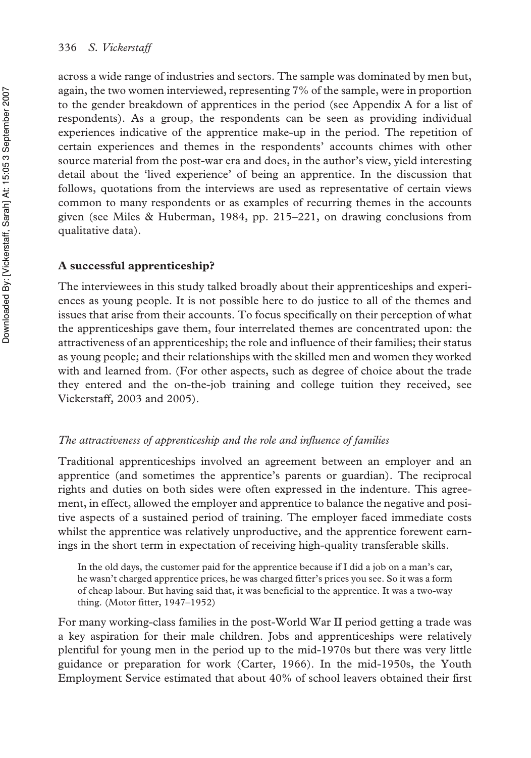across a wide range of industries and sectors. The sample was dominated by men but, again, the two women interviewed, representing 7% of the sample, were in proportion to the gender breakdown of apprentices in the period (see Appendix A for a list of respondents). As a group, the respondents can be seen as providing individual experiences indicative of the apprentice make-up in the period. The repetition of certain experiences and themes in the respondents' accounts chimes with other source material from the post-war era and does, in the author's view, yield interesting detail about the 'lived experience' of being an apprentice. In the discussion that follows, quotations from the interviews are used as representative of certain views common to many respondents or as examples of recurring themes in the accounts given (see Miles & Huberman, 1984, pp. 215–221, on drawing conclusions from qualitative data).

## A successful apprenticeship?

The interviewees in this study talked broadly about their apprenticeships and experiences as young people. It is not possible here to do justice to all of the themes and issues that arise from their accounts. To focus specifically on their perception of what the apprenticeships gave them, four interrelated themes are concentrated upon: the attractiveness of an apprenticeship; the role and influence of their families; their status as young people; and their relationships with the skilled men and women they worked with and learned from. (For other aspects, such as degree of choice about the trade they entered and the on-the-job training and college tuition they received, see Vickerstaff, 2003 and 2005).

### *The attractiveness of apprenticeship and the role and influence of families*

Traditional apprenticeships involved an agreement between an employer and an apprentice (and sometimes the apprentice's parents or guardian). The reciprocal rights and duties on both sides were often expressed in the indenture. This agreement, in effect, allowed the employer and apprentice to balance the negative and positive aspects of a sustained period of training. The employer faced immediate costs whilst the apprentice was relatively unproductive, and the apprentice forewent earnings in the short term in expectation of receiving high-quality transferable skills.

> In the old days, the customer paid for the apprentice because if I did a job on a man's car, he wasn't charged apprentice prices, he was charged fitter's prices you see. So it was a form of cheap labour. But having said that, it was beneficial to the apprentice. It was a two-way thing. (Motor fitter, 1947–1952)

For many working-class families in the post-World War II period getting a trade was a key aspiration for their male children. Jobs and apprenticeships were relatively plentiful for young men in the period up to the mid-1970s but there was very little guidance or preparation for work (Carter, 1966). In the mid-1950s, the Youth Employment Service estimated that about 40% of school leavers obtained their first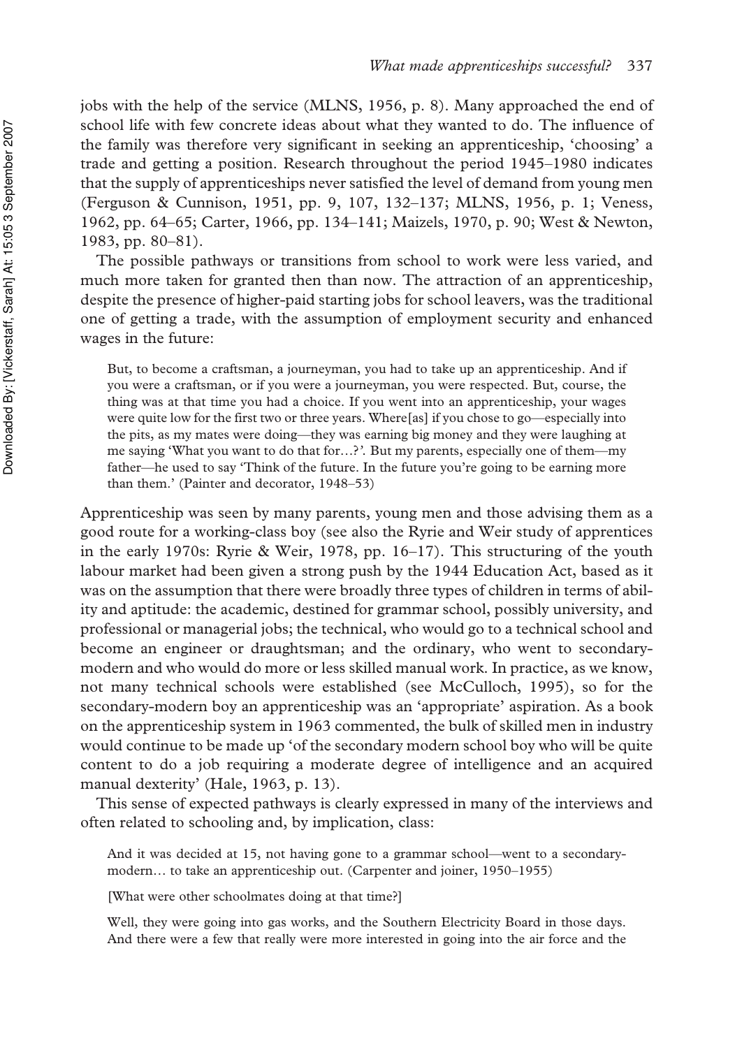jobs with the help of the service (MLNS, 1956, p. 8). Many approached the end of school life with few concrete ideas about what they wanted to do. The influence of the family was therefore very significant in seeking an apprenticeship, 'choosing' a trade and getting a position. Research throughout the period 1945–1980 indicates that the supply of apprenticeships never satisfied the level of demand from young men (Ferguson & Cunnison, 1951, pp. 9, 107, 132–137; MLNS, 1956, p. 1; Veness, 1962, pp. 64–65; Carter, 1966, pp. 134–141; Maizels, 1970, p. 90; West & Newton, 1983, pp. 80–81).

The possible pathways or transitions from school to work were less varied, and much more taken for granted then than now. The attraction of an apprenticeship, despite the presence of higher-paid starting jobs for school leavers, was the traditional one of getting a trade, with the assumption of employment security and enhanced wages in the future:

> But, to become a craftsman, a journeyman, you had to take up an apprenticeship. And if you were a craftsman, or if you were a journeyman, you were respected. But, course, the thing was at that time you had a choice. If you went into an apprenticeship, your wages were quite low for the first two or three years. Where[as] if you chose to go—especially into the pits, as my mates were doing—they was earning big money and they were laughing at me saying 'What you want to do that for…?'. But my parents, especially one of them—my father—he used to say 'Think of the future. In the future you're going to be earning more than them.' (Painter and decorator, 1948–53)

Apprenticeship was seen by many parents, young men and those advising them as a good route for a working-class boy (see also the Ryrie and Weir study of apprentices in the early 1970s: Ryrie & Weir, 1978, pp. 16–17). This structuring of the youth labour market had been given a strong push by the 1944 Education Act, based as it was on the assumption that there were broadly three types of children in terms of ability and aptitude: the academic, destined for grammar school, possibly university, and professional or managerial jobs; the technical, who would go to a technical school and become an engineer or draughtsman; and the ordinary, who went to secondary-modern and who would do more or less skilled manual work. In practice, as we know, not many technical schools were established (see McCulloch, 1995), so for the secondary-modern boy an apprenticeship was an 'appropriate' aspiration. As a book on the apprenticeship system in 1963 commented, the bulk of skilled men in industry would continue to be made up 'of the secondary modern school boy who will be quite content to do a job requiring a moderate degree of intelligence and an acquired manual dexterity' (Hale, 1963, p. 13).

This sense of expected pathways is clearly expressed in many of the interviews and often related to schooling and, by implication, class:

> And it was decided at 15, not having gone to a grammar school—went to a secondary-modern… to take an apprenticeship out. (Carpenter and joiner, 1950–1955)
>
> [What were other schoolmates doing at that time?]
>
> Well, they were going into gas works, and the Southern Electricity Board in those days. And there were a few that really were more interested in going into the air force and the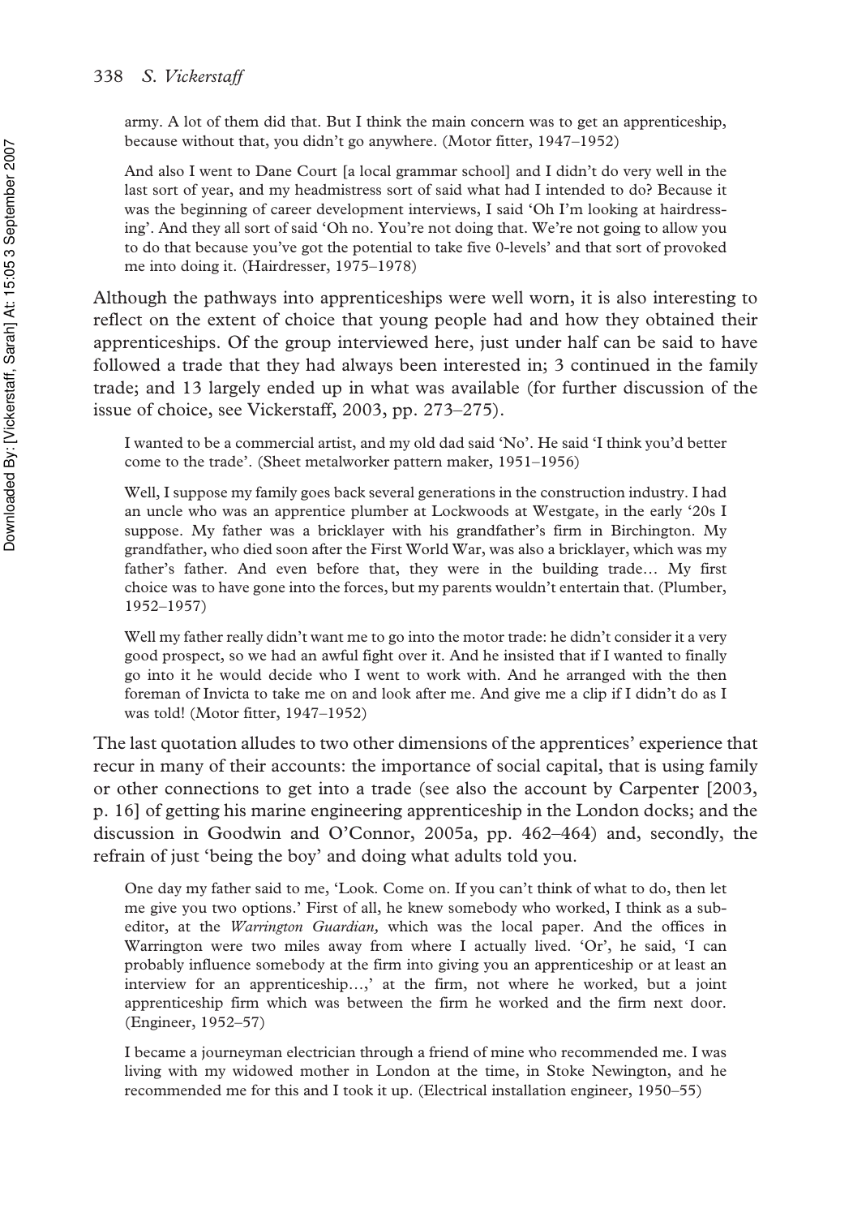army. A lot of them did that. But I think the main concern was to get an apprenticeship, because without that, you didn't go anywhere. (Motor fitter, 1947–1952)

> And also I went to Dane Court [a local grammar school] and I didn't do very well in the last sort of year, and my headmistress sort of said what had I intended to do? Because it was the beginning of career development interviews, I said 'Oh I'm looking at hairdressing'. And they all sort of said 'Oh no. You're not doing that. We're not going to allow you to do that because you've got the potential to take five 0-levels' and that sort of provoked me into doing it. (Hairdresser, 1975–1978)

Although the pathways into apprenticeships were well worn, it is also interesting to reflect on the extent of choice that young people had and how they obtained their apprenticeships. Of the group interviewed here, just under half can be said to have followed a trade that they had always been interested in; 3 continued in the family trade; and 13 largely ended up in what was available (for further discussion of the issue of choice, see Vickerstaff, 2003, pp. 273–275).

> I wanted to be a commercial artist, and my old dad said 'No'. He said 'I think you'd better come to the trade'. (Sheet metalworker pattern maker, 1951–1956)

> Well, I suppose my family goes back several generations in the construction industry. I had an uncle who was an apprentice plumber at Lockwoods at Westgate, in the early '20s I suppose. My father was a bricklayer with his grandfather's firm in Birchington. My grandfather, who died soon after the First World War, was also a bricklayer, which was my father's father. And even before that, they were in the building trade… My first choice was to have gone into the forces, but my parents wouldn't entertain that. (Plumber, 1952–1957)

> Well my father really didn't want me to go into the motor trade: he didn't consider it a very good prospect, so we had an awful fight over it. And he insisted that if I wanted to finally go into it he would decide who I went to work with. And he arranged with the then foreman of Invicta to take me on and look after me. And give me a clip if I didn't do as I was told! (Motor fitter, 1947–1952)

The last quotation alludes to two other dimensions of the apprentices' experience that recur in many of their accounts: the importance of social capital, that is using family or other connections to get into a trade (see also the account by Carpenter [2003, p. 16] of getting his marine engineering apprenticeship in the London docks; and the discussion in Goodwin and O'Connor, 2005a, pp. 462–464) and, secondly, the refrain of just 'being the boy' and doing what adults told you.

> One day my father said to me, 'Look. Come on. If you can't think of what to do, then let me give you two options.' First of all, he knew somebody who worked, I think as a sub-editor, at the *Warrington Guardian,* which was the local paper. And the offices in Warrington were two miles away from where I actually lived. 'Or', he said, 'I can probably influence somebody at the firm into giving you an apprenticeship or at least an interview for an apprenticeship…,' at the firm, not where he worked, but a joint apprenticeship firm which was between the firm he worked and the firm next door. (Engineer, 1952–57)

> I became a journeyman electrician through a friend of mine who recommended me. I was living with my widowed mother in London at the time, in Stoke Newington, and he recommended me for this and I took it up. (Electrical installation engineer, 1950–55)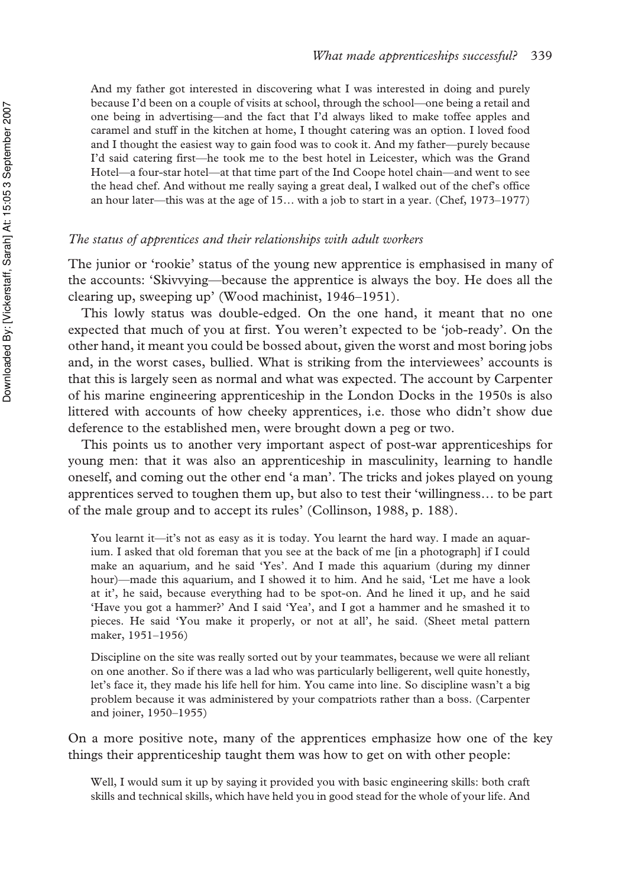And my father got interested in discovering what I was interested in doing and purely because I'd been on a couple of visits at school, through the school—one being a retail and one being in advertising—and the fact that I'd always liked to make toffee apples and caramel and stuff in the kitchen at home, I thought catering was an option. I loved food and I thought the easiest way to gain food was to cook it. And my father—purely because I'd said catering first—he took me to the best hotel in Leicester, which was the Grand Hotel—a four-star hotel—at that time part of the Ind Coope hotel chain—and went to see the head chef. And without me really saying a great deal, I walked out of the chef's office an hour later—this was at the age of 15… with a job to start in a year. (Chef, 1973–1977)

### *The status of apprentices and their relationships with adult workers*

The junior or 'rookie' status of the young new apprentice is emphasised in many of the accounts: 'Skivvying—because the apprentice is always the boy. He does all the clearing up, sweeping up' (Wood machinist, 1946–1951).

This lowly status was double-edged. On the one hand, it meant that no one expected that much of you at first. You weren't expected to be 'job-ready'. On the other hand, it meant you could be bossed about, given the worst and most boring jobs and, in the worst cases, bullied. What is striking from the interviewees' accounts is that this is largely seen as normal and what was expected. The account by Carpenter of his marine engineering apprenticeship in the London Docks in the 1950s is also littered with accounts of how cheeky apprentices, i.e. those who didn't show due deference to the established men, were brought down a peg or two.

This points us to another very important aspect of post-war apprenticeships for young men: that it was also an apprenticeship in masculinity, learning to handle oneself, and coming out the other end 'a man'. The tricks and jokes played on young apprentices served to toughen them up, but also to test their 'willingness… to be part of the male group and to accept its rules' (Collinson, 1988, p. 188).

> You learnt it—it's not as easy as it is today. You learnt the hard way. I made an aquarium. I asked that old foreman that you see at the back of me [in a photograph] if I could make an aquarium, and he said 'Yes'. And I made this aquarium (during my dinner hour)—made this aquarium, and I showed it to him. And he said, 'Let me have a look at it', he said, because everything had to be spot-on. And he lined it up, and he said 'Have you got a hammer?' And I said 'Yea', and I got a hammer and he smashed it to pieces. He said 'You make it properly, or not at all', he said. (Sheet metal pattern maker, 1951–1956)

> Discipline on the site was really sorted out by your teammates, because we were all reliant on one another. So if there was a lad who was particularly belligerent, well quite honestly, let's face it, they made his life hell for him. You came into line. So discipline wasn't a big problem because it was administered by your compatriots rather than a boss. (Carpenter and joiner, 1950–1955)

On a more positive note, many of the apprentices emphasize how one of the key things their apprenticeship taught them was how to get on with other people:

> Well, I would sum it up by saying it provided you with basic engineering skills: both craft skills and technical skills, which have held you in good stead for the whole of your life. And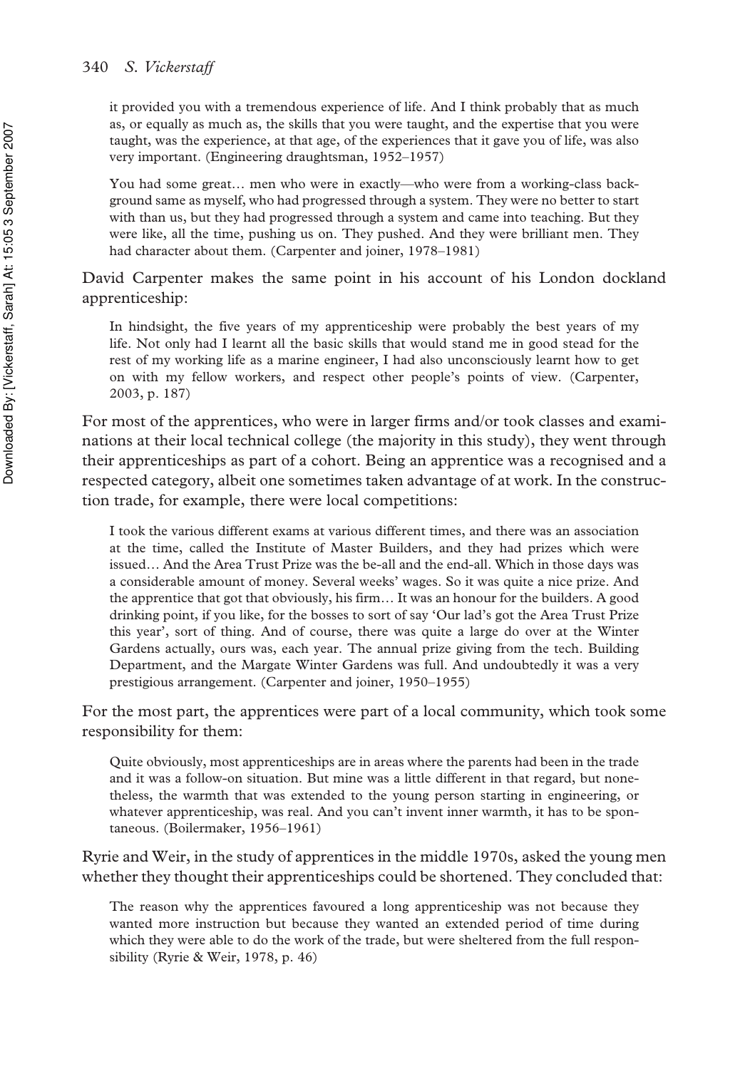> it provided you with a tremendous experience of life. And I think probably that as much as, or equally as much as, the skills that you were taught, and the expertise that you were taught, was the experience, at that age, of the experiences that it gave you of life, was also very important. (Engineering draughtsman, 1952–1957)

> You had some great… men who were in exactly—who were from a working-class background same as myself, who had progressed through a system. They were no better to start with than us, but they had progressed through a system and came into teaching. But they were like, all the time, pushing us on. They pushed. And they were brilliant men. They had character about them. (Carpenter and joiner, 1978–1981)

David Carpenter makes the same point in his account of his London dockland apprenticeship:

> In hindsight, the five years of my apprenticeship were probably the best years of my life. Not only had I learnt all the basic skills that would stand me in good stead for the rest of my working life as a marine engineer, I had also unconsciously learnt how to get on with my fellow workers, and respect other people's points of view. (Carpenter, 2003, p. 187)

For most of the apprentices, who were in larger firms and/or took classes and examinations at their local technical college (the majority in this study), they went through their apprenticeships as part of a cohort. Being an apprentice was a recognised and a respected category, albeit one sometimes taken advantage of at work. In the construction trade, for example, there were local competitions:

> I took the various different exams at various different times, and there was an association at the time, called the Institute of Master Builders, and they had prizes which were issued… And the Area Trust Prize was the be-all and the end-all. Which in those days was a considerable amount of money. Several weeks' wages. So it was quite a nice prize. And the apprentice that got that obviously, his firm… It was an honour for the builders. A good drinking point, if you like, for the bosses to sort of say 'Our lad's got the Area Trust Prize this year', sort of thing. And of course, there was quite a large do over at the Winter Gardens actually, ours was, each year. The annual prize giving from the tech. Building Department, and the Margate Winter Gardens was full. And undoubtedly it was a very prestigious arrangement. (Carpenter and joiner, 1950–1955)

For the most part, the apprentices were part of a local community, which took some responsibility for them:

> Quite obviously, most apprenticeships are in areas where the parents had been in the trade and it was a follow-on situation. But mine was a little different in that regard, but nonetheless, the warmth that was extended to the young person starting in engineering, or whatever apprenticeship, was real. And you can't invent inner warmth, it has to be spontaneous. (Boilermaker, 1956–1961)

Ryrie and Weir, in the study of apprentices in the middle 1970s, asked the young men whether they thought their apprenticeships could be shortened. They concluded that:

> The reason why the apprentices favoured a long apprenticeship was not because they wanted more instruction but because they wanted an extended period of time during which they were able to do the work of the trade, but were sheltered from the full responsibility (Ryrie & Weir, 1978, p. 46)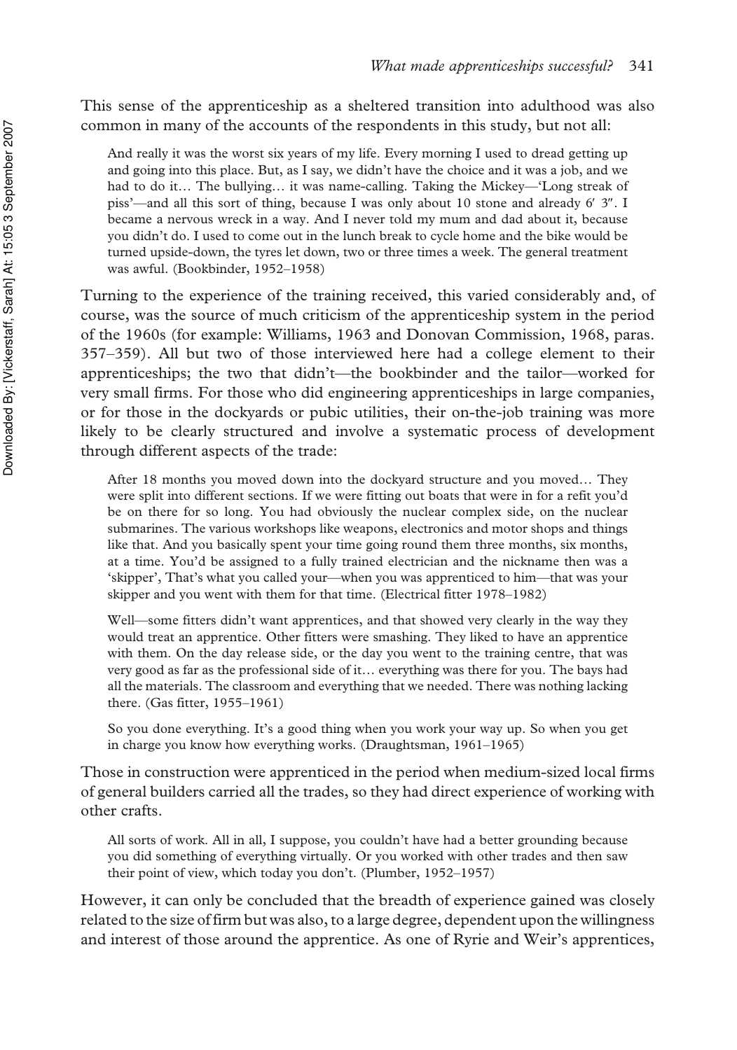This sense of the apprenticeship as a sheltered transition into adulthood was also common in many of the accounts of the respondents in this study, but not all:

> And really it was the worst six years of my life. Every morning I used to dread getting up and going into this place. But, as I say, we didn't have the choice and it was a job, and we had to do it… The bullying… it was name-calling. Taking the Mickey—'Long streak of piss'—and all this sort of thing, because I was only about 10 stone and already 6′ 3″. I became a nervous wreck in a way. And I never told my mum and dad about it, because you didn't do. I used to come out in the lunch break to cycle home and the bike would be turned upside-down, the tyres let down, two or three times a week. The general treatment was awful. (Bookbinder, 1952–1958)

Turning to the experience of the training received, this varied considerably and, of course, was the source of much criticism of the apprenticeship system in the period of the 1960s (for example: Williams, 1963 and Donovan Commission, 1968, paras. 357–359). All but two of those interviewed here had a college element to their apprenticeships; the two that didn't—the bookbinder and the tailor—worked for very small firms. For those who did engineering apprenticeships in large companies, or for those in the dockyards or pubic utilities, their on-the-job training was more likely to be clearly structured and involve a systematic process of development through different aspects of the trade:

> After 18 months you moved down into the dockyard structure and you moved… They were split into different sections. If we were fitting out boats that were in for a refit you'd be on there for so long. You had obviously the nuclear complex side, on the nuclear submarines. The various workshops like weapons, electronics and motor shops and things like that. And you basically spent your time going round them three months, six months, at a time. You'd be assigned to a fully trained electrician and the nickname then was a 'skipper', That's what you called your—when you was apprenticed to him—that was your skipper and you went with them for that time. (Electrical fitter 1978–1982)

> Well—some fitters didn't want apprentices, and that showed very clearly in the way they would treat an apprentice. Other fitters were smashing. They liked to have an apprentice with them. On the day release side, or the day you went to the training centre, that was very good as far as the professional side of it… everything was there for you. The bays had all the materials. The classroom and everything that we needed. There was nothing lacking there. (Gas fitter, 1955–1961)

> So you done everything. It's a good thing when you work your way up. So when you get in charge you know how everything works. (Draughtsman, 1961–1965)

Those in construction were apprenticed in the period when medium-sized local firms of general builders carried all the trades, so they had direct experience of working with other crafts.

> All sorts of work. All in all, I suppose, you couldn't have had a better grounding because you did something of everything virtually. Or you worked with other trades and then saw their point of view, which today you don't. (Plumber, 1952–1957)

However, it can only be concluded that the breadth of experience gained was closely related to the size of firm but was also, to a large degree, dependent upon the willingness and interest of those around the apprentice. As one of Ryrie and Weir's apprentices,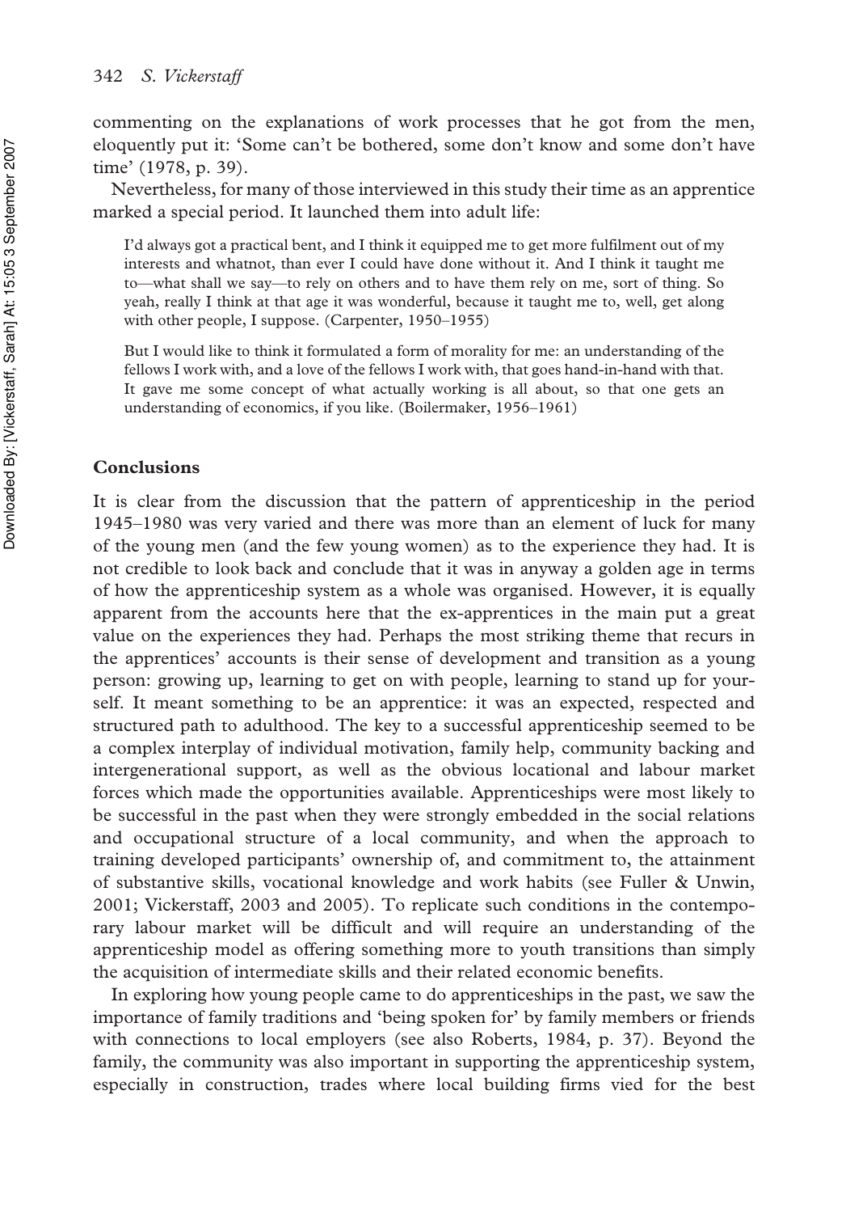commenting on the explanations of work processes that he got from the men, eloquently put it: 'Some can't be bothered, some don't know and some don't have time' (1978, p. 39).

Nevertheless, for many of those interviewed in this study their time as an apprentice marked a special period. It launched them into adult life:

> I'd always got a practical bent, and I think it equipped me to get more fulfilment out of my interests and whatnot, than ever I could have done without it. And I think it taught me to—what shall we say—to rely on others and to have them rely on me, sort of thing. So yeah, really I think at that age it was wonderful, because it taught me to, well, get along with other people, I suppose. (Carpenter, 1950–1955)

> But I would like to think it formulated a form of morality for me: an understanding of the fellows I work with, and a love of the fellows I work with, that goes hand-in-hand with that. It gave me some concept of what actually working is all about, so that one gets an understanding of economics, if you like. (Boilermaker, 1956–1961)

## Conclusions

It is clear from the discussion that the pattern of apprenticeship in the period 1945–1980 was very varied and there was more than an element of luck for many of the young men (and the few young women) as to the experience they had. It is not credible to look back and conclude that it was in anyway a golden age in terms of how the apprenticeship system as a whole was organised. However, it is equally apparent from the accounts here that the ex-apprentices in the main put a great value on the experiences they had. Perhaps the most striking theme that recurs in the apprentices' accounts is their sense of development and transition as a young person: growing up, learning to get on with people, learning to stand up for yourself. It meant something to be an apprentice: it was an expected, respected and structured path to adulthood. The key to a successful apprenticeship seemed to be a complex interplay of individual motivation, family help, community backing and intergenerational support, as well as the obvious locational and labour market forces which made the opportunities available. Apprenticeships were most likely to be successful in the past when they were strongly embedded in the social relations and occupational structure of a local community, and when the approach to training developed participants' ownership of, and commitment to, the attainment of substantive skills, vocational knowledge and work habits (see Fuller & Unwin, 2001; Vickerstaff, 2003 and 2005). To replicate such conditions in the contemporary labour market will be difficult and will require an understanding of the apprenticeship model as offering something more to youth transitions than simply the acquisition of intermediate skills and their related economic benefits.

In exploring how young people came to do apprenticeships in the past, we saw the importance of family traditions and 'being spoken for' by family members or friends with connections to local employers (see also Roberts, 1984, p. 37). Beyond the family, the community was also important in supporting the apprenticeship system, especially in construction, trades where local building firms vied for the best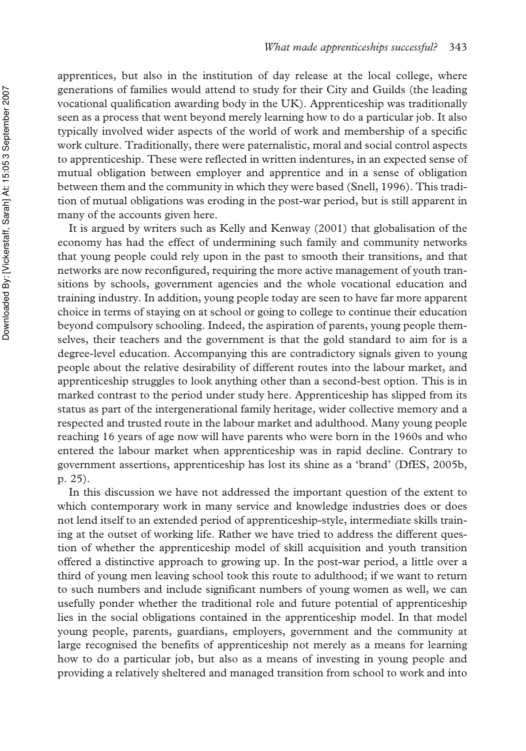apprentices, but also in the institution of day release at the local college, where generations of families would attend to study for their City and Guilds (the leading vocational qualification awarding body in the UK). Apprenticeship was traditionally seen as a process that went beyond merely learning how to do a particular job. It also typically involved wider aspects of the world of work and membership of a specific work culture. Traditionally, there were paternalistic, moral and social control aspects to apprenticeship. These were reflected in written indentures, in an expected sense of mutual obligation between employer and apprentice and in a sense of obligation between them and the community in which they were based (Snell, 1996). This tradition of mutual obligations was eroding in the post-war period, but is still apparent in many of the accounts given here.

It is argued by writers such as Kelly and Kenway (2001) that globalisation of the economy has had the effect of undermining such family and community networks that young people could rely upon in the past to smooth their transitions, and that networks are now reconfigured, requiring the more active management of youth transitions by schools, government agencies and the whole vocational education and training industry. In addition, young people today are seen to have far more apparent choice in terms of staying on at school or going to college to continue their education beyond compulsory schooling. Indeed, the aspiration of parents, young people themselves, their teachers and the government is that the gold standard to aim for is a degree-level education. Accompanying this are contradictory signals given to young people about the relative desirability of different routes into the labour market, and apprenticeship struggles to look anything other than a second-best option. This is in marked contrast to the period under study here. Apprenticeship has slipped from its status as part of the intergenerational family heritage, wider collective memory and a respected and trusted route in the labour market and adulthood. Many young people reaching 16 years of age now will have parents who were born in the 1960s and who entered the labour market when apprenticeship was in rapid decline. Contrary to government assertions, apprenticeship has lost its shine as a 'brand' (DfES, 2005b, p. 25).

In this discussion we have not addressed the important question of the extent to which contemporary work in many service and knowledge industries does or does not lend itself to an extended period of apprenticeship-style, intermediate skills training at the outset of working life. Rather we have tried to address the different question of whether the apprenticeship model of skill acquisition and youth transition offered a distinctive approach to growing up. In the post-war period, a little over a third of young men leaving school took this route to adulthood; if we want to return to such numbers and include significant numbers of young women as well, we can usefully ponder whether the traditional role and future potential of apprenticeship lies in the social obligations contained in the apprenticeship model. In that model young people, parents, guardians, employers, government and the community at large recognised the benefits of apprenticeship not merely as a means for learning how to do a particular job, but also as a means of investing in young people and providing a relatively sheltered and managed transition from school to work and into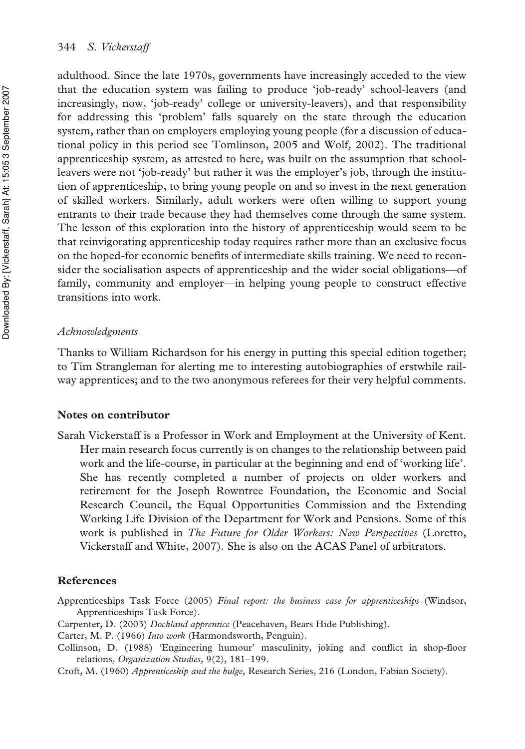adulthood. Since the late 1970s, governments have increasingly acceded to the view that the education system was failing to produce 'job-ready' school-leavers (and increasingly, now, 'job-ready' college or university-leavers), and that responsibility for addressing this 'problem' falls squarely on the state through the education system, rather than on employers employing young people (for a discussion of educational policy in this period see Tomlinson, 2005 and Wolf, 2002). The traditional apprenticeship system, as attested to here, was built on the assumption that school-leavers were not 'job-ready' but rather it was the employer's job, through the institution of apprenticeship, to bring young people on and so invest in the next generation of skilled workers. Similarly, adult workers were often willing to support young entrants to their trade because they had themselves come through the same system. The lesson of this exploration into the history of apprenticeship would seem to be that reinvigorating apprenticeship today requires rather more than an exclusive focus on the hoped-for economic benefits of intermediate skills training. We need to reconsider the socialisation aspects of apprenticeship and the wider social obligations—of family, community and employer—in helping young people to construct effective transitions into work.

### *Acknowledgments*

Thanks to William Richardson for his energy in putting this special edition together; to Tim Strangleman for alerting me to interesting autobiographies of erstwhile railway apprentices; and to the two anonymous referees for their very helpful comments.

## Notes on contributor

Sarah Vickerstaff is a Professor in Work and Employment at the University of Kent. Her main research focus currently is on changes to the relationship between paid work and the life-course, in particular at the beginning and end of 'working life'. She has recently completed a number of projects on older workers and retirement for the Joseph Rowntree Foundation, the Economic and Social Research Council, the Equal Opportunities Commission and the Extending Working Life Division of the Department for Work and Pensions. Some of this work is published in *The Future for Older Workers: New Perspectives* (Loretto, Vickerstaff and White, 2007). She is also on the ACAS Panel of arbitrators.

## References

Apprenticeships Task Force (2005) *Final report: the business case for apprenticeships* (Windsor, Apprenticeships Task Force).

Carpenter, D. (2003) *Dockland apprentice* (Peacehaven, Bears Hide Publishing).

Carter, M. P. (1966) *Into work* (Harmondsworth, Penguin).

Collinson, D. (1988) 'Engineering humour' masculinity, joking and conflict in shop-floor relations, *Organization Studies,* 9(2), 181–199.

Croft, M. (1960) *Apprenticeship and the bulge,* Research Series, 216 (London, Fabian Society).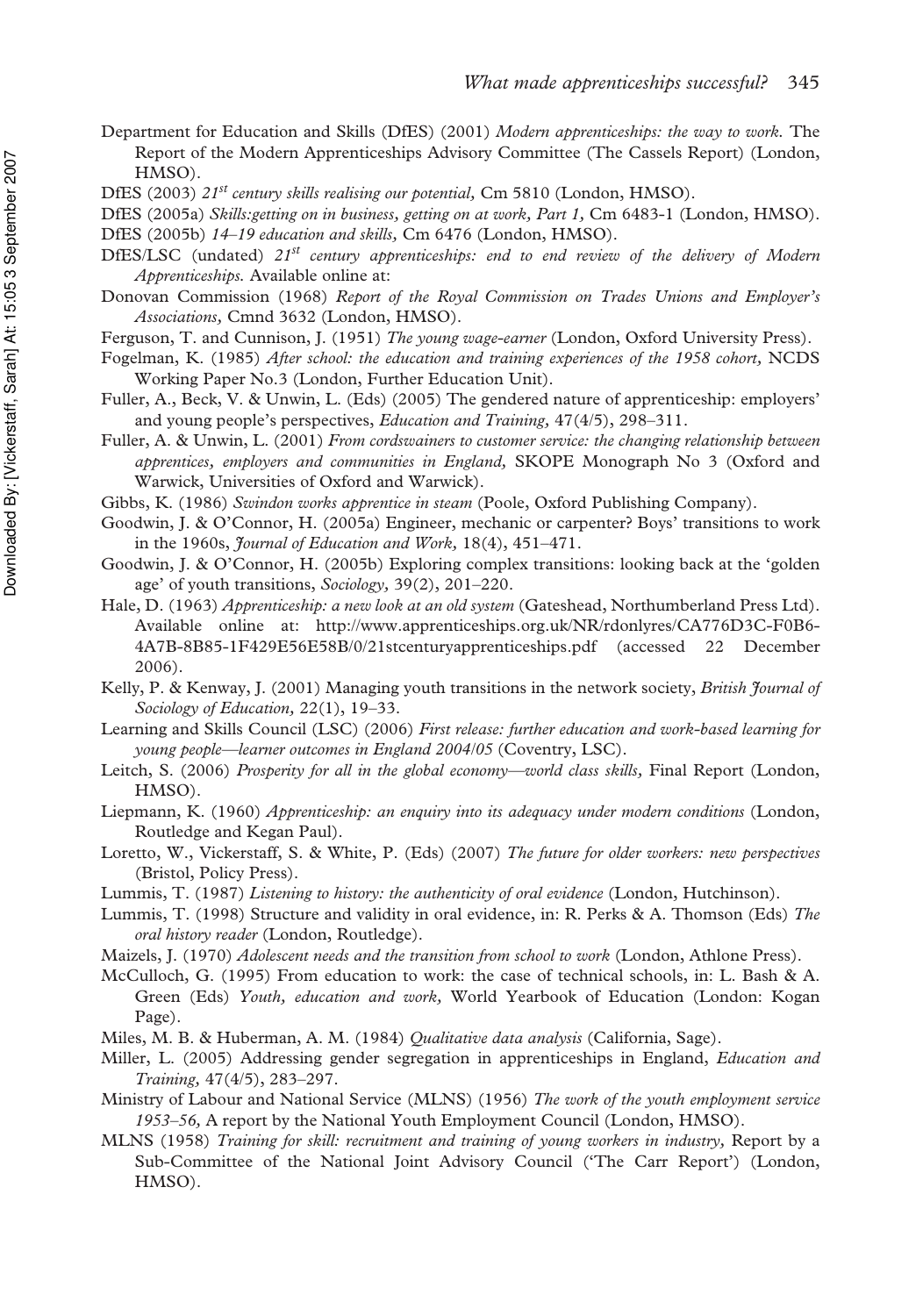Department for Education and Skills (DfES) (2001) *Modern apprenticeships: the way to work.* The Report of the Modern Apprenticeships Advisory Committee (The Cassels Report) (London, HMSO).

DfES (2003) *21st century skills realising our potential,* Cm 5810 (London, HMSO).

DfES (2005a) *Skills:getting on in business, getting on at work, Part 1,* Cm 6483-1 (London, HMSO).

DfES (2005b) *14–19 education and skills,* Cm 6476 (London, HMSO).

DfES/LSC (undated) *21st century apprenticeships: end to end review of the delivery of Modern Apprenticeships.* Available online at:

Donovan Commission (1968) *Report of the Royal Commission on Trades Unions and Employer's Associations,* Cmnd 3632 (London, HMSO).

Ferguson, T. and Cunnison, J. (1951) *The young wage-earner* (London, Oxford University Press).

Fogelman, K. (1985) *After school: the education and training experiences of the 1958 cohort,* NCDS Working Paper No.3 (London, Further Education Unit).

Fuller, A., Beck, V. & Unwin, L. (Eds) (2005) The gendered nature of apprenticeship: employers' and young people's perspectives, *Education and Training,* 47(4/5), 298–311.

Fuller, A. & Unwin, L. (2001) *From cordswainers to customer service: the changing relationship between apprentices, employers and communities in England,* SKOPE Monograph No 3 (Oxford and Warwick, Universities of Oxford and Warwick).

Gibbs, K. (1986) *Swindon works apprentice in steam* (Poole, Oxford Publishing Company).

Goodwin, J. & O'Connor, H. (2005a) Engineer, mechanic or carpenter? Boys' transitions to work in the 1960s, *Journal of Education and Work,* 18(4), 451–471.

Goodwin, J. & O'Connor, H. (2005b) Exploring complex transitions: looking back at the 'golden age' of youth transitions, *Sociology,* 39(2), 201–220.

Hale, D. (1963) *Apprenticeship: a new look at an old system* (Gateshead, Northumberland Press Ltd). Available online at: http://www.apprenticeships.org.uk/NR/rdonlyres/CA776D3C-F0B6-4A7B-8B85-1F429E56E58B/0/21stcenturyapprenticeships.pdf (accessed 22 December 2006).

Kelly, P. & Kenway, J. (2001) Managing youth transitions in the network society, *British Journal of Sociology of Education,* 22(1), 19–33.

Learning and Skills Council (LSC) (2006) *First release: further education and work-based learning for young people—learner outcomes in England 2004/05* (Coventry, LSC).

Leitch, S. (2006) *Prosperity for all in the global economy—world class skills,* Final Report (London, HMSO).

Liepmann, K. (1960) *Apprenticeship: an enquiry into its adequacy under modern conditions* (London, Routledge and Kegan Paul).

Loretto, W., Vickerstaff, S. & White, P. (Eds) (2007) *The future for older workers: new perspectives* (Bristol, Policy Press).

Lummis, T. (1987) *Listening to history: the authenticity of oral evidence* (London, Hutchinson).

Lummis, T. (1998) Structure and validity in oral evidence, in: R. Perks & A. Thomson (Eds) *The oral history reader* (London, Routledge).

Maizels, J. (1970) *Adolescent needs and the transition from school to work* (London, Athlone Press).

McCulloch, G. (1995) From education to work: the case of technical schools, in: L. Bash & A. Green (Eds) *Youth, education and work,* World Yearbook of Education (London: Kogan Page).

Miles, M. B. & Huberman, A. M. (1984) *Qualitative data analysis* (California, Sage).

Miller, L. (2005) Addressing gender segregation in apprenticeships in England, *Education and Training,* 47(4/5), 283–297.

Ministry of Labour and National Service (MLNS) (1956) *The work of the youth employment service 1953–56,* A report by the National Youth Employment Council (London, HMSO).

MLNS (1958) *Training for skill: recruitment and training of young workers in industry,* Report by a Sub-Committee of the National Joint Advisory Council ('The Carr Report') (London, HMSO).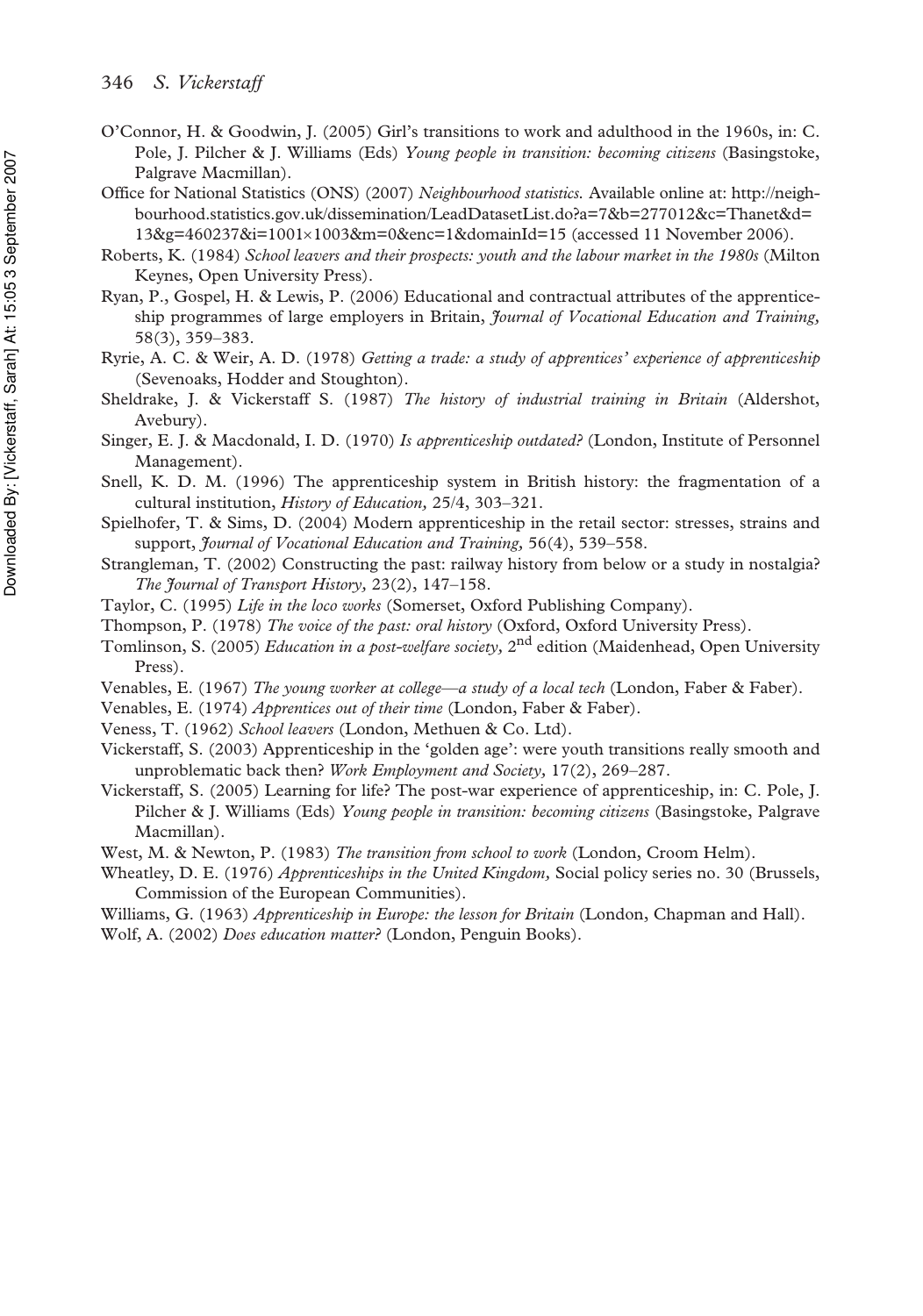O'Connor, H. & Goodwin, J. (2005) Girl's transitions to work and adulthood in the 1960s, in: C. Pole, J. Pilcher & J. Williams (Eds) *Young people in transition: becoming citizens* (Basingstoke, Palgrave Macmillan).

Office for National Statistics (ONS) (2007) *Neighbourhood statistics.* Available online at: http://neighbourhood.statistics.gov.uk/dissemination/LeadDatasetList.do?a=7&b=277012&c=Thanet&d=13&g=460237&i=1001×1003&m=0&enc=1&domainId=15 (accessed 11 November 2006).

Roberts, K. (1984) *School leavers and their prospects: youth and the labour market in the 1980s* (Milton Keynes, Open University Press).

Ryan, P., Gospel, H. & Lewis, P. (2006) Educational and contractual attributes of the apprenticeship programmes of large employers in Britain, *Journal of Vocational Education and Training,* 58(3), 359–383.

Ryrie, A. C. & Weir, A. D. (1978) *Getting a trade: a study of apprentices' experience of apprenticeship* (Sevenoaks, Hodder and Stoughton).

Sheldrake, J. & Vickerstaff S. (1987) *The history of industrial training in Britain* (Aldershot, Avebury).

Singer, E. J. & Macdonald, I. D. (1970) *Is apprenticeship outdated?* (London, Institute of Personnel Management).

Snell, K. D. M. (1996) The apprenticeship system in British history: the fragmentation of a cultural institution, *History of Education,* 25/4, 303–321.

Spielhofer, T. & Sims, D. (2004) Modern apprenticeship in the retail sector: stresses, strains and support, *Journal of Vocational Education and Training,* 56(4), 539–558.

Strangleman, T. (2002) Constructing the past: railway history from below or a study in nostalgia? *The Journal of Transport History,* 23(2), 147–158.

Taylor, C. (1995) *Life in the loco works* (Somerset, Oxford Publishing Company).

Thompson, P. (1978) *The voice of the past: oral history* (Oxford, Oxford University Press).

Tomlinson, S. (2005) *Education in a post-welfare society,* 2nd edition (Maidenhead, Open University Press).

Venables, E. (1967) *The young worker at college—a study of a local tech* (London, Faber & Faber).

Venables, E. (1974) *Apprentices out of their time* (London, Faber & Faber).

Veness, T. (1962) *School leavers* (London, Methuen & Co. Ltd).

Vickerstaff, S. (2003) Apprenticeship in the 'golden age': were youth transitions really smooth and unproblematic back then? *Work Employment and Society,* 17(2), 269–287.

Vickerstaff, S. (2005) Learning for life? The post-war experience of apprenticeship, in: C. Pole, J. Pilcher & J. Williams (Eds) *Young people in transition: becoming citizens* (Basingstoke, Palgrave Macmillan).

West, M. & Newton, P. (1983) *The transition from school to work* (London, Croom Helm).

Wheatley, D. E. (1976) *Apprenticeships in the United Kingdom,* Social policy series no. 30 (Brussels, Commission of the European Communities).

Williams, G. (1963) *Apprenticeship in Europe: the lesson for Britain* (London, Chapman and Hall).

Wolf, A. (2002) *Does education matter?* (London, Penguin Books).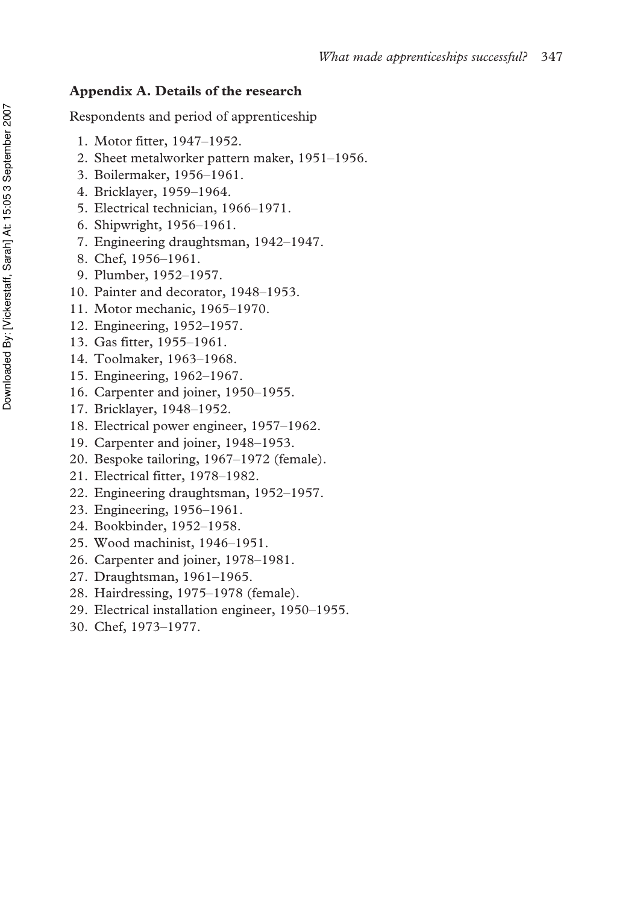## Appendix A. Details of the research

Respondents and period of apprenticeship

1. Motor fitter, 1947–1952.
2. Sheet metalworker pattern maker, 1951–1956.
3. Boilermaker, 1956–1961.
4. Bricklayer, 1959–1964.
5. Electrical technician, 1966–1971.
6. Shipwright, 1956–1961.
7. Engineering draughtsman, 1942–1947.
8. Chef, 1956–1961.
9. Plumber, 1952–1957.
10. Painter and decorator, 1948–1953.
11. Motor mechanic, 1965–1970.
12. Engineering, 1952–1957.
13. Gas fitter, 1955–1961.
14. Toolmaker, 1963–1968.
15. Engineering, 1962–1967.
16. Carpenter and joiner, 1950–1955.
17. Bricklayer, 1948–1952.
18. Electrical power engineer, 1957–1962.
19. Carpenter and joiner, 1948–1953.
20. Bespoke tailoring, 1967–1972 (female).
21. Electrical fitter, 1978–1982.
22. Engineering draughtsman, 1952–1957.
23. Engineering, 1956–1961.
24. Bookbinder, 1952–1958.
25. Wood machinist, 1946–1951.
26. Carpenter and joiner, 1978–1981.
27. Draughtsman, 1961–1965.
28. Hairdressing, 1975–1978 (female).
29. Electrical installation engineer, 1950–1955.
30. Chef, 1973–1977.